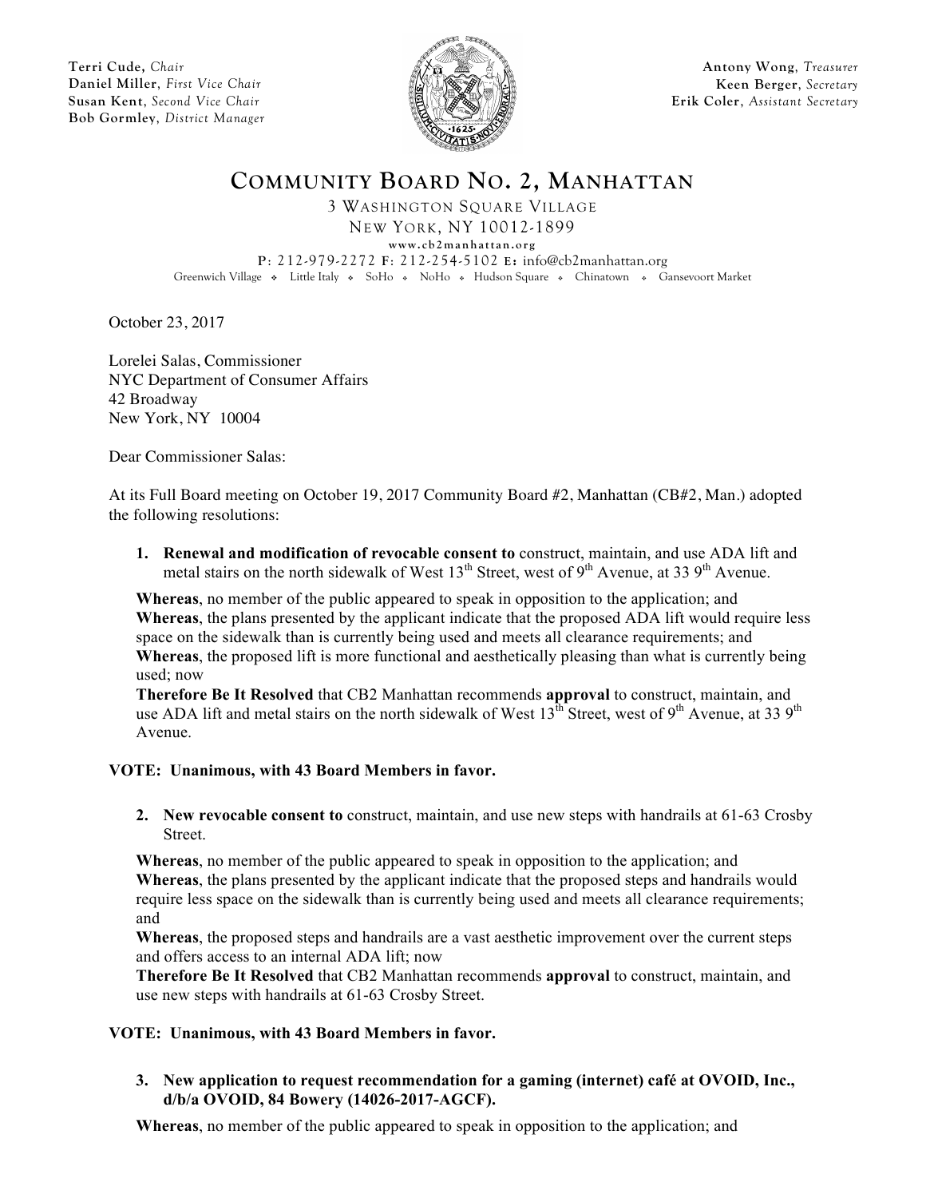**Terri Cude**, *Chair*
**Daniel Miller**, *First Vice Chair*
**Susan Kent**, *Second Vice Chair*
**Bob Gormley**, *District Manager*

**Antony Wong**, *Treasurer*
**Keen Berger**, *Secretary*
**Erik Coler**, *Assistant Secretary*

# COMMUNITY BOARD NO. 2, MANHATTAN

3 WASHINGTON SQUARE VILLAGE
NEW YORK, NY 10012-1899
www.cb2manhattan.org
P: 212-979-2272 F: 212-254-5102 E: info@cb2manhattan.org
Greenwich Village ❖ Little Italy ❖ SoHo ❖ NoHo ❖ Hudson Square ❖ Chinatown ❖ Gansevoort Market

October 23, 2017

Lorelei Salas, Commissioner
NYC Department of Consumer Affairs
42 Broadway
New York, NY 10004

Dear Commissioner Salas:

At its Full Board meeting on October 19, 2017 Community Board #2, Manhattan (CB#2, Man.) adopted the following resolutions:

1. **Renewal and modification of revocable consent to** construct, maintain, and use ADA lift and metal stairs on the north sidewalk of West 13th Street, west of 9th Avenue, at 33 9th Avenue.

**Whereas**, no member of the public appeared to speak in opposition to the application; and
**Whereas**, the plans presented by the applicant indicate that the proposed ADA lift would require less space on the sidewalk than is currently being used and meets all clearance requirements; and
**Whereas**, the proposed lift is more functional and aesthetically pleasing than what is currently being used; now
**Therefore Be It Resolved** that CB2 Manhattan recommends **approval** to construct, maintain, and use ADA lift and metal stairs on the north sidewalk of West 13th Street, west of 9th Avenue, at 33 9th Avenue.

**VOTE: Unanimous, with 43 Board Members in favor.**

2. **New revocable consent to** construct, maintain, and use new steps with handrails at 61-63 Crosby Street.

**Whereas**, no member of the public appeared to speak in opposition to the application; and
**Whereas**, the plans presented by the applicant indicate that the proposed steps and handrails would require less space on the sidewalk than is currently being used and meets all clearance requirements; and
**Whereas**, the proposed steps and handrails are a vast aesthetic improvement over the current steps and offers access to an internal ADA lift; now
**Therefore Be It Resolved** that CB2 Manhattan recommends **approval** to construct, maintain, and use new steps with handrails at 61-63 Crosby Street.

**VOTE: Unanimous, with 43 Board Members in favor.**

3. **New application to request recommendation for a gaming (internet) café at OVOID, Inc., d/b/a OVOID, 84 Bowery (14026-2017-AGCF).**

**Whereas**, no member of the public appeared to speak in opposition to the application; and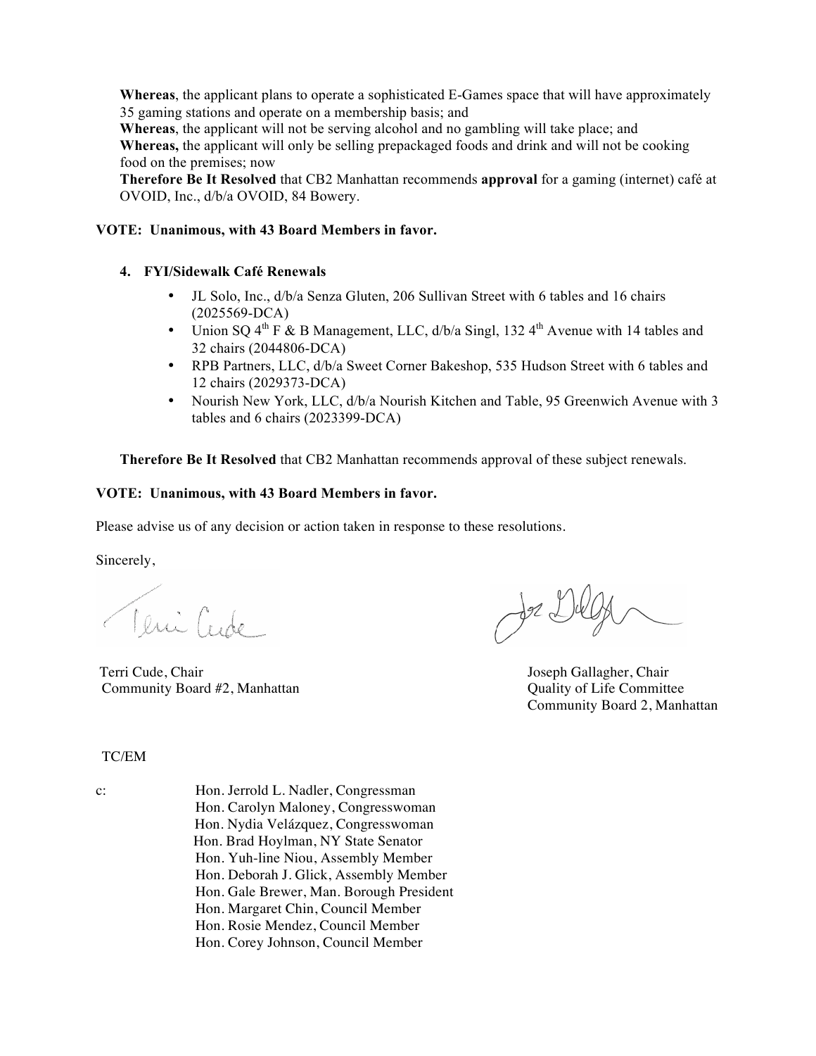**Whereas**, the applicant plans to operate a sophisticated E-Games space that will have approximately 35 gaming stations and operate on a membership basis; and

**Whereas**, the applicant will not be serving alcohol and no gambling will take place; and

**Whereas,** the applicant will only be selling prepackaged foods and drink and will not be cooking food on the premises; now

**Therefore Be It Resolved** that CB2 Manhattan recommends **approval** for a gaming (internet) café at OVOID, Inc., d/b/a OVOID, 84 Bowery.

**VOTE: Unanimous, with 43 Board Members in favor.**

**4. FYI/Sidewalk Café Renewals**

- JL Solo, Inc., d/b/a Senza Gluten, 206 Sullivan Street with 6 tables and 16 chairs (2025569-DCA)
- Union SQ 4th F & B Management, LLC, d/b/a Singl, 132 4th Avenue with 14 tables and 32 chairs (2044806-DCA)
- RPB Partners, LLC, d/b/a Sweet Corner Bakeshop, 535 Hudson Street with 6 tables and 12 chairs (2029373-DCA)
- Nourish New York, LLC, d/b/a Nourish Kitchen and Table, 95 Greenwich Avenue with 3 tables and 6 chairs (2023399-DCA)

**Therefore Be It Resolved** that CB2 Manhattan recommends approval of these subject renewals.

**VOTE: Unanimous, with 43 Board Members in favor.**

Please advise us of any decision or action taken in response to these resolutions.

Sincerely,

Terri Cude, Chair
Community Board #2, Manhattan

Joseph Gallagher, Chair
Quality of Life Committee
Community Board 2, Manhattan

TC/EM

c: Hon. Jerrold L. Nadler, Congressman
Hon. Carolyn Maloney, Congresswoman
Hon. Nydia Velázquez, Congresswoman
Hon. Brad Hoylman, NY State Senator
Hon. Yuh-line Niou, Assembly Member
Hon. Deborah J. Glick, Assembly Member
Hon. Gale Brewer, Man. Borough President
Hon. Margaret Chin, Council Member
Hon. Rosie Mendez, Council Member
Hon. Corey Johnson, Council Member